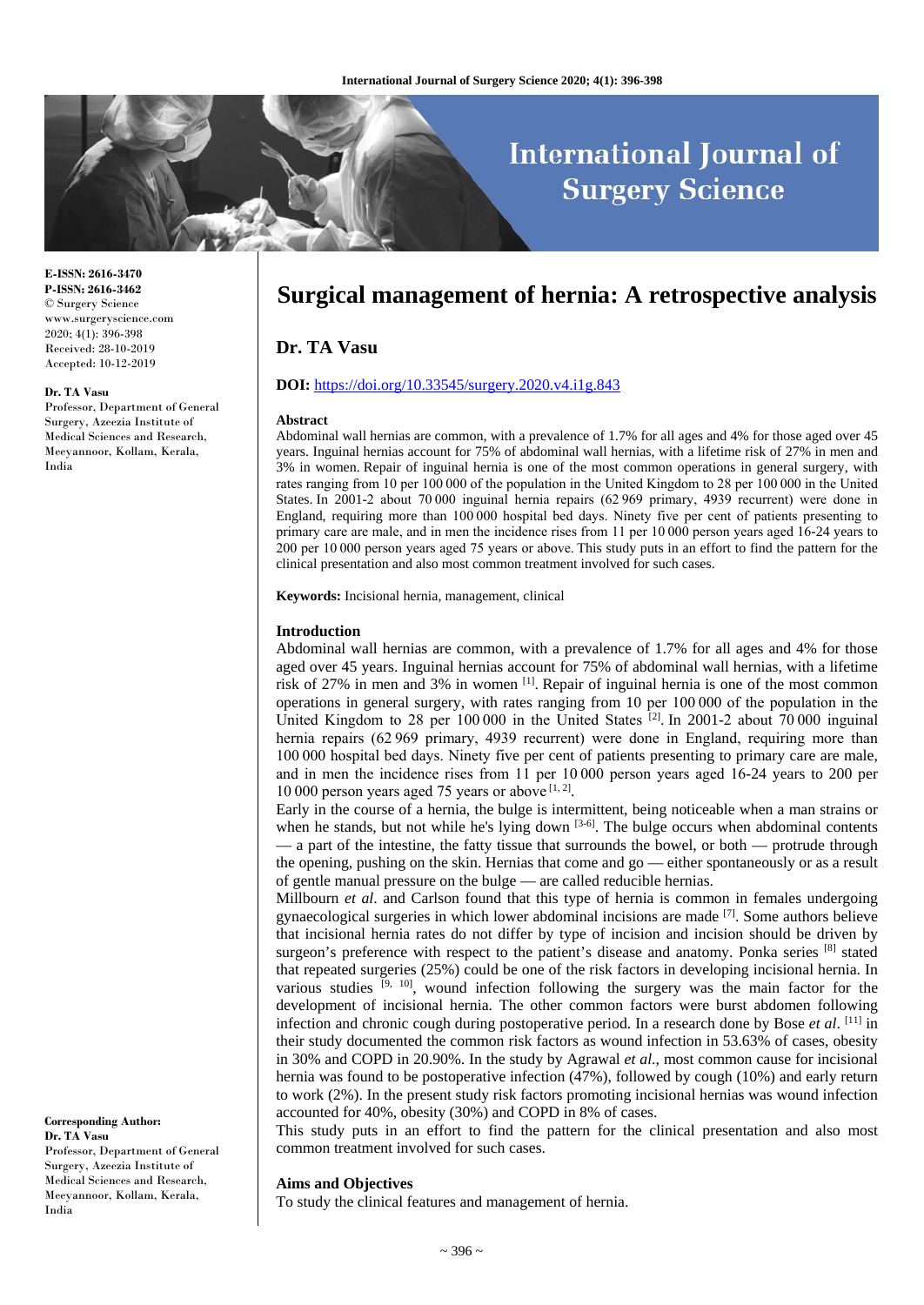**E-ISSN: 2616-3470**
**P-ISSN: 2616-3462**
© Surgery Science
www.surgeryscience.com
2020; 4(1): 396-398
Received: 28-10-2019
Accepted: 10-12-2019

**Dr. TA Vasu**
Professor, Department of General Surgery, Azeezia Institute of Medical Sciences and Research, Meeyannoor, Kollam, Kerala, India

**Corresponding Author:**
**Dr. TA Vasu**
Professor, Department of General Surgery, Azeezia Institute of Medical Sciences and Research, Meeyannoor, Kollam, Kerala, India

# Surgical management of hernia: A retrospective analysis

## Dr. TA Vasu

**DOI:** https://doi.org/10.33545/surgery.2020.v4.i1g.843

### Abstract

Abdominal wall hernias are common, with a prevalence of 1.7% for all ages and 4% for those aged over 45 years. Inguinal hernias account for 75% of abdominal wall hernias, with a lifetime risk of 27% in men and 3% in women. Repair of inguinal hernia is one of the most common operations in general surgery, with rates ranging from 10 per 100 000 of the population in the United Kingdom to 28 per 100 000 in the United States. In 2001-2 about 70 000 inguinal hernia repairs (62 969 primary, 4939 recurrent) were done in England, requiring more than 100 000 hospital bed days. Ninety five per cent of patients presenting to primary care are male, and in men the incidence rises from 11 per 10 000 person years aged 16-24 years to 200 per 10 000 person years aged 75 years or above. This study puts in an effort to find the pattern for the clinical presentation and also most common treatment involved for such cases.

**Keywords:** Incisional hernia, management, clinical

### Introduction

Abdominal wall hernias are common, with a prevalence of 1.7% for all ages and 4% for those aged over 45 years. Inguinal hernias account for 75% of abdominal wall hernias, with a lifetime risk of 27% in men and 3% in women [1]. Repair of inguinal hernia is one of the most common operations in general surgery, with rates ranging from 10 per 100 000 of the population in the United Kingdom to 28 per 100 000 in the United States [2]. In 2001-2 about 70 000 inguinal hernia repairs (62 969 primary, 4939 recurrent) were done in England, requiring more than 100 000 hospital bed days. Ninety five per cent of patients presenting to primary care are male, and in men the incidence rises from 11 per 10 000 person years aged 16-24 years to 200 per 10 000 person years aged 75 years or above [1, 2].

Early in the course of a hernia, the bulge is intermittent, being noticeable when a man strains or when he stands, but not while he's lying down [3-6]. The bulge occurs when abdominal contents — a part of the intestine, the fatty tissue that surrounds the bowel, or both — protrude through the opening, pushing on the skin. Hernias that come and go — either spontaneously or as a result of gentle manual pressure on the bulge — are called reducible hernias.

Millbourn *et al*. and Carlson found that this type of hernia is common in females undergoing gynaecological surgeries in which lower abdominal incisions are made [7]. Some authors believe that incisional hernia rates do not differ by type of incision and incision should be driven by surgeon's preference with respect to the patient's disease and anatomy. Ponka series [8] stated that repeated surgeries (25%) could be one of the risk factors in developing incisional hernia. In various studies [9, 10], wound infection following the surgery was the main factor for the development of incisional hernia. The other common factors were burst abdomen following infection and chronic cough during postoperative period. In a research done by Bose *et al*. [11] in their study documented the common risk factors as wound infection in 53.63% of cases, obesity in 30% and COPD in 20.90%. In the study by Agrawal *et al*., most common cause for incisional hernia was found to be postoperative infection (47%), followed by cough (10%) and early return to work (2%). In the present study risk factors promoting incisional hernias was wound infection accounted for 40%, obesity (30%) and COPD in 8% of cases.

This study puts in an effort to find the pattern for the clinical presentation and also most common treatment involved for such cases.

### Aims and Objectives

To study the clinical features and management of hernia.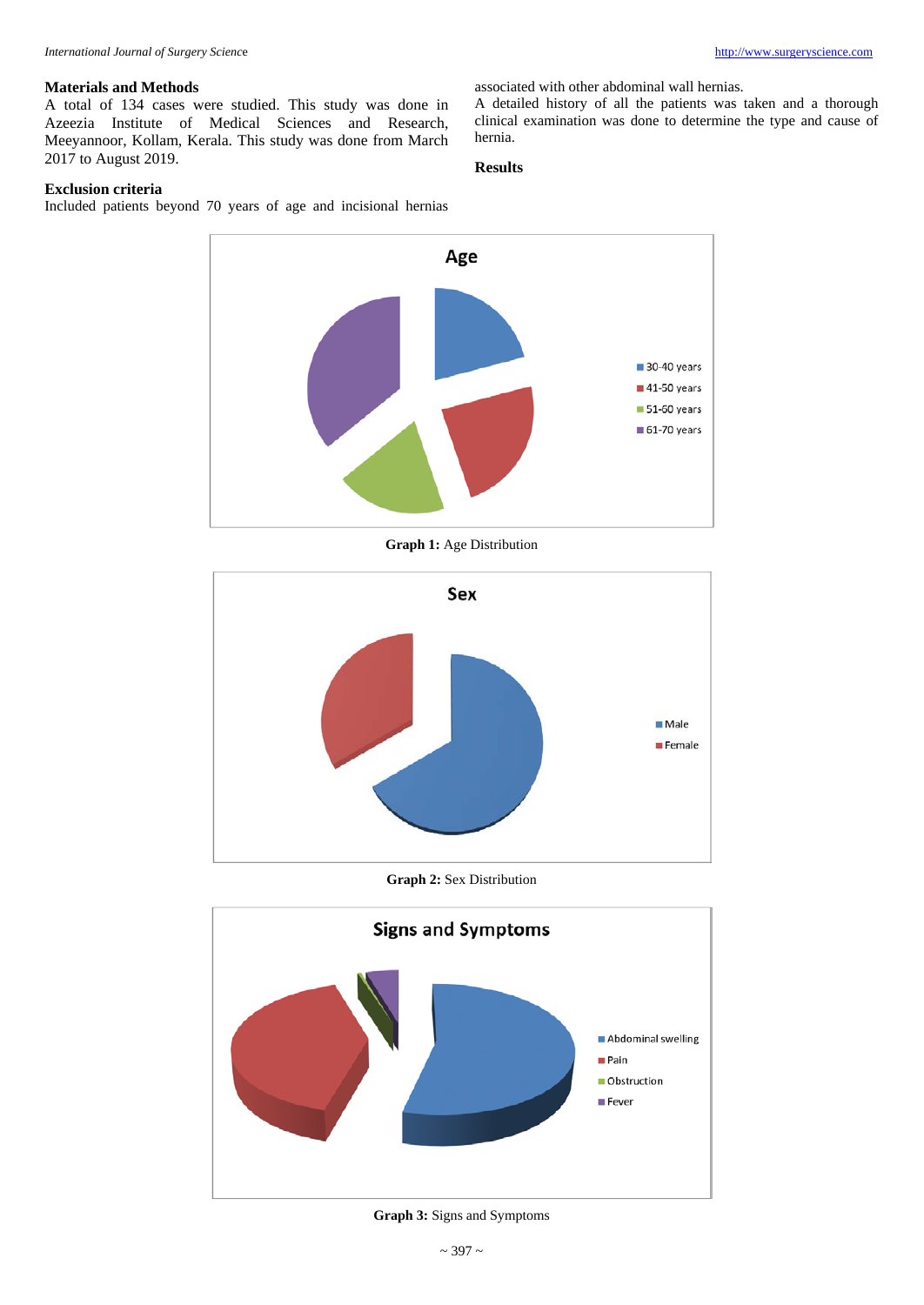### Materials and Methods

A total of 134 cases were studied. This study was done in Azeezia Institute of Medical Sciences and Research, Meeyannoor, Kollam, Kerala. This study was done from March 2017 to August 2019.

### Exclusion criteria

Included patients beyond 70 years of age and incisional hernias associated with other abdominal wall hernias.

A detailed history of all the patients was taken and a thorough clinical examination was done to determine the type and cause of hernia.

### Results

**Graph 1:** Age Distribution

**Graph 2:** Sex Distribution

**Graph 3:** Signs and Symptoms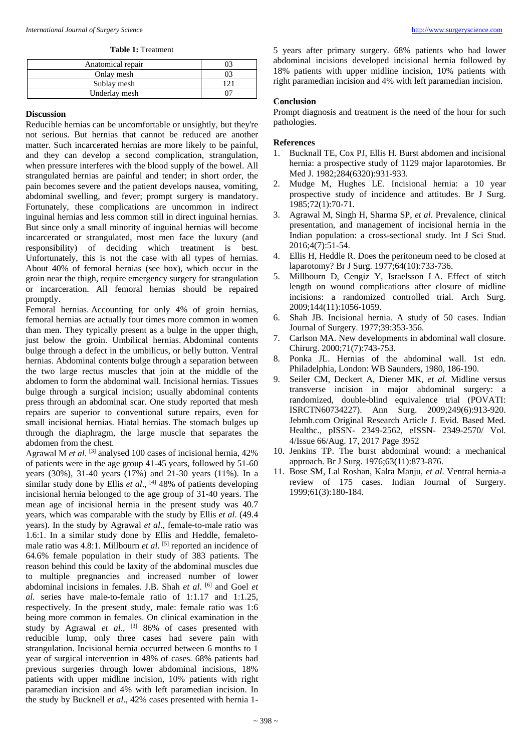**Table 1:** Treatment

| | |
|---|---|
| Anatomical repair | 03 |
| Onlay mesh | 03 |
| Sublay mesh | 121 |
| Underlay mesh | 07 |

## Discussion

Reducible hernias can be uncomfortable or unsightly, but they're not serious. But hernias that cannot be reduced are another matter. Such incarcerated hernias are more likely to be painful, and they can develop a second complication, strangulation, when pressure interferes with the blood supply of the bowel. All strangulated hernias are painful and tender; in short order, the pain becomes severe and the patient develops nausea, vomiting, abdominal swelling, and fever; prompt surgery is mandatory. Fortunately, these complications are uncommon in indirect inguinal hernias and less common still in direct inguinal hernias. But since only a small minority of inguinal hernias will become incarcerated or strangulated, most men face the luxury (and responsibility) of deciding which treatment is best. Unfortunately, this is not the case with all types of hernias. About 40% of femoral hernias (see box), which occur in the groin near the thigh, require emergency surgery for strangulation or incarceration. All femoral hernias should be repaired promptly.

Femoral hernias. Accounting for only 4% of groin hernias, femoral hernias are actually four times more common in women than men. They typically present as a bulge in the upper thigh, just below the groin. Umbilical hernias. Abdominal contents bulge through a defect in the umbilicus, or belly button. Ventral hernias. Abdominal contents bulge through a separation between the two large rectus muscles that join at the middle of the abdomen to form the abdominal wall. Incisional hernias. Tissues bulge through a surgical incision; usually abdominal contents press through an abdominal scar. One study reported that mesh repairs are superior to conventional suture repairs, even for small incisional hernias. Hiatal hernias. The stomach bulges up through the diaphragm, the large muscle that separates the abdomen from the chest.

Agrawal M *et al*. [3] analysed 100 cases of incisional hernia, 42% of patients were in the age group 41-45 years, followed by 51-60 years (30%), 31-40 years (17%) and 21-30 years (11%). In a similar study done by Ellis *et al*., [4] 48% of patients developing incisional hernia belonged to the age group of 31-40 years. The mean age of incisional hernia in the present study was 40.7 years, which was comparable with the study by Ellis *et al*. (49.4 years). In the study by Agrawal *et al*., female-to-male ratio was 1.6:1. In a similar study done by Ellis and Heddle, femaleto-male ratio was 4.8:1. Millbourn *et al*. [5] reported an incidence of 64.6% female population in their study of 383 patients. The reason behind this could be laxity of the abdominal muscles due to multiple pregnancies and increased number of lower abdominal incisions in females. J.B. Shah *et al*. [6] and Goel *et al*. series have male-to-female ratio of 1:1.17 and 1:1.25, respectively. In the present study, male: female ratio was 1:6 being more common in females. On clinical examination in the study by Agrawal *et al*., [3] 86% of cases presented with reducible lump, only three cases had severe pain with strangulation. Incisional hernia occurred between 6 months to 1 year of surgical intervention in 48% of cases. 68% patients had previous surgeries through lower abdominal incisions, 18% patients with upper midline incision, 10% patients with right paramedian incision and 4% with left paramedian incision. In the study by Bucknell *et al*., 42% cases presented with hernia 1-5 years after primary surgery. 68% patients who had lower abdominal incisions developed incisional hernia followed by 18% patients with upper midline incision, 10% patients with right paramedian incision and 4% with left paramedian incision.

## Conclusion

Prompt diagnosis and treatment is the need of the hour for such pathologies.

## References

1. Bucknall TE, Cox PJ, Ellis H. Burst abdomen and incisional hernia: a prospective study of 1129 major laparotomies. Br Med J. 1982;284(6320):931-933.
2. Mudge M, Hughes LE. Incisional hernia: a 10 year prospective study of incidence and attitudes. Br J Surg. 1985;72(1):70-71.
3. Agrawal M, Singh H, Sharma SP, *et al*. Prevalence, clinical presentation, and management of incisional hernia in the Indian population: a cross-sectional study. Int J Sci Stud. 2016;4(7):51-54.
4. Ellis H, Heddle R. Does the peritoneum need to be closed at laparotomy? Br J Surg. 1977;64(10):733-736.
5. Millbourn D, Cengiz Y, Israelsson LA. Effect of stitch length on wound complications after closure of midline incisions: a randomized controlled trial. Arch Surg. 2009;144(11):1056-1059.
6. Shah JB. Incisional hernia. A study of 50 cases. Indian Journal of Surgery. 1977;39:353-356.
7. Carlson MA. New developments in abdominal wall closure. Chirurg. 2000;71(7):743-753.
8. Ponka JL. Hernias of the abdominal wall. 1st edn. Philadelphia, London: WB Saunders, 1980, 186-190.
9. Seiler CM, Deckert A, Diener MK, *et al*. Midline versus transverse incision in major abdominal surgery: a randomized, double-blind equivalence trial (POVATI: ISRCTN60734227). Ann Surg. 2009;249(6):913-920. Jebmh.com Original Research Article J. Evid. Based Med. Healthc., pISSN- 2349-2562, eISSN- 2349-2570/ Vol. 4/Issue 66/Aug. 17, 2017 Page 3952
10. Jenkins TP. The burst abdominal wound: a mechanical approach. Br J Surg. 1976;63(11):873-876.
11. Bose SM, Lal Roshan, Kalra Manju, *et al*. Ventral hernia-a review of 175 cases. Indian Journal of Surgery. 1999;61(3):180-184.